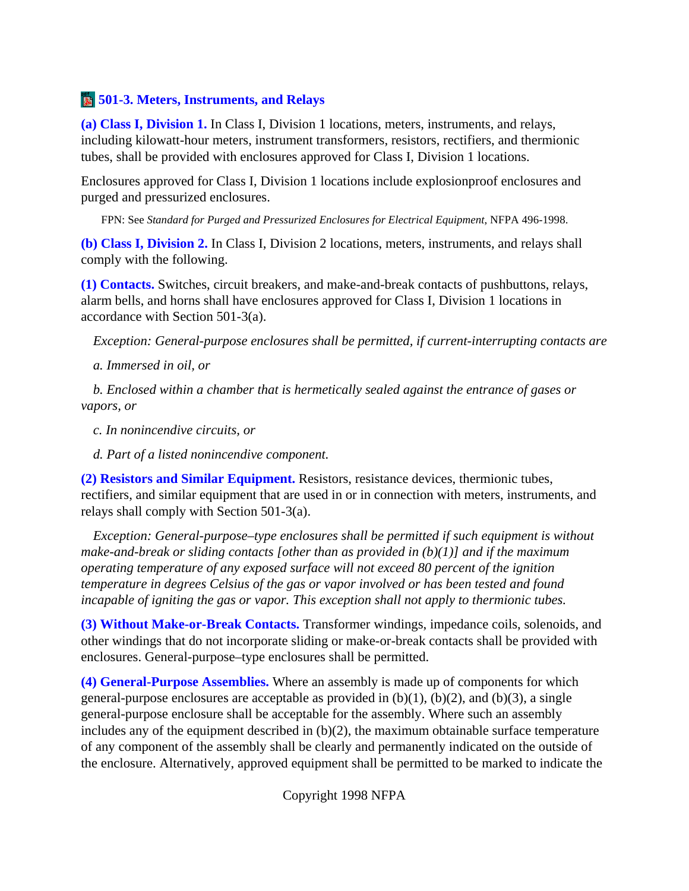### 501-3. Meters, Instruments, and Relays

**(a) Class I, Division 1.** In Class I, Division 1 locations, meters, instruments, and relays, including kilowatt-hour meters, instrument transformers, resistors, rectifiers, and thermionic tubes, shall be provided with enclosures approved for Class I, Division 1 locations.

Enclosures approved for Class I, Division 1 locations include explosionproof enclosures and purged and pressurized enclosures.

FPN: See *Standard for Purged and Pressurized Enclosures for Electrical Equipment,* NFPA 496-1998.

**(b) Class I, Division 2.** In Class I, Division 2 locations, meters, instruments, and relays shall comply with the following.

**(1) Contacts.** Switches, circuit breakers, and make-and-break contacts of pushbuttons, relays, alarm bells, and horns shall have enclosures approved for Class I, Division 1 locations in accordance with Section 501-3(a).

*Exception: General-purpose enclosures shall be permitted, if current-interrupting contacts are*

*a. Immersed in oil, or*

*b. Enclosed within a chamber that is hermetically sealed against the entrance of gases or vapors, or*

*c. In nonincendive circuits, or*

*d. Part of a listed nonincendive component.*

**(2) Resistors and Similar Equipment.** Resistors, resistance devices, thermionic tubes, rectifiers, and similar equipment that are used in or in connection with meters, instruments, and relays shall comply with Section 501-3(a).

*Exception: General-purpose–type enclosures shall be permitted if such equipment is without make-and-break or sliding contacts [other than as provided in (b)(1)] and if the maximum operating temperature of any exposed surface will not exceed 80 percent of the ignition temperature in degrees Celsius of the gas or vapor involved or has been tested and found incapable of igniting the gas or vapor. This exception shall not apply to thermionic tubes.*

**(3) Without Make-or-Break Contacts.** Transformer windings, impedance coils, solenoids, and other windings that do not incorporate sliding or make-or-break contacts shall be provided with enclosures. General-purpose–type enclosures shall be permitted.

**(4) General-Purpose Assemblies.** Where an assembly is made up of components for which general-purpose enclosures are acceptable as provided in (b)(1), (b)(2), and (b)(3), a single general-purpose enclosure shall be acceptable for the assembly. Where such an assembly includes any of the equipment described in (b)(2), the maximum obtainable surface temperature of any component of the assembly shall be clearly and permanently indicated on the outside of the enclosure. Alternatively, approved equipment shall be permitted to be marked to indicate the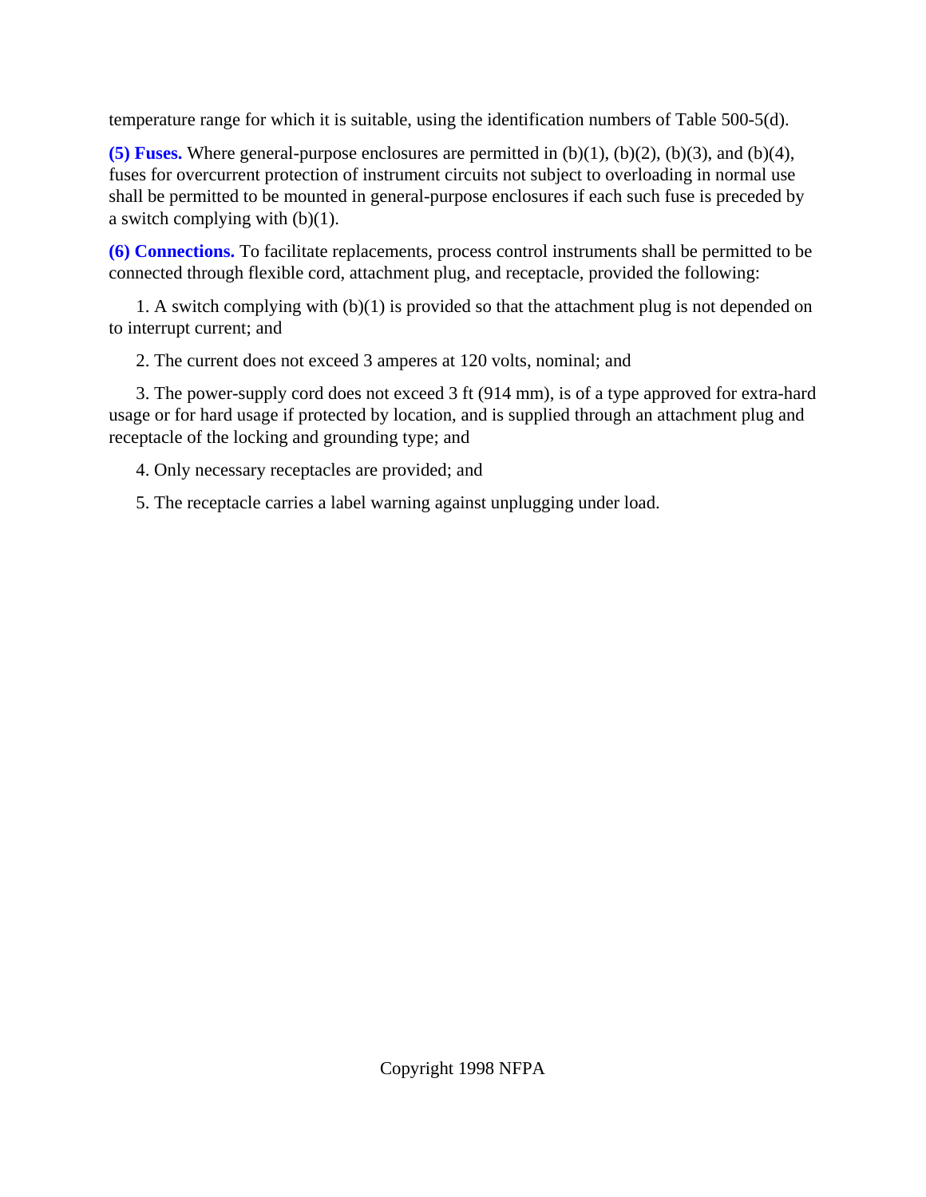temperature range for which it is suitable, using the identification numbers of Table 500-5(d).

**(5) Fuses.** Where general-purpose enclosures are permitted in (b)(1), (b)(2), (b)(3), and (b)(4), fuses for overcurrent protection of instrument circuits not subject to overloading in normal use shall be permitted to be mounted in general-purpose enclosures if each such fuse is preceded by a switch complying with (b)(1).

**(6) Connections.** To facilitate replacements, process control instruments shall be permitted to be connected through flexible cord, attachment plug, and receptacle, provided the following:

1. A switch complying with (b)(1) is provided so that the attachment plug is not depended on to interrupt current; and

2. The current does not exceed 3 amperes at 120 volts, nominal; and

3. The power-supply cord does not exceed 3 ft (914 mm), is of a type approved for extra-hard usage or for hard usage if protected by location, and is supplied through an attachment plug and receptacle of the locking and grounding type; and

4. Only necessary receptacles are provided; and

5. The receptacle carries a label warning against unplugging under load.